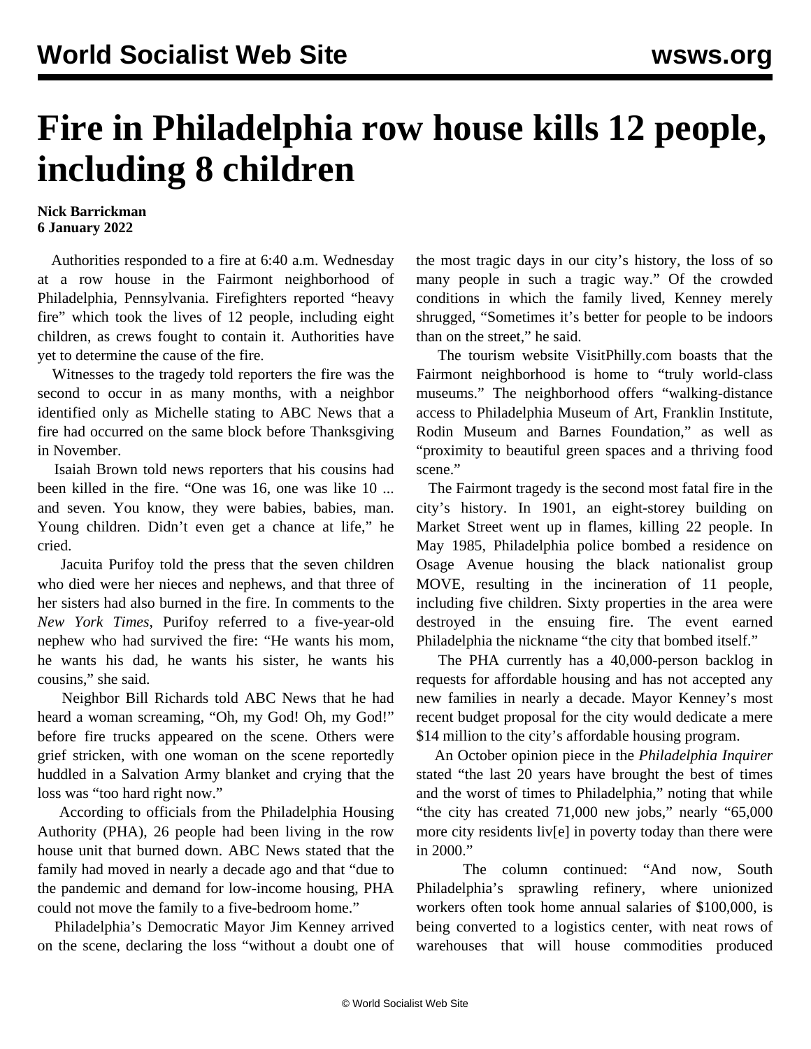# Fire in Philadelphia row house kills 12 people, including 8 children

**Nick Barrickman**
**6 January 2022**

Authorities responded to a fire at 6:40 a.m. Wednesday at a row house in the Fairmont neighborhood of Philadelphia, Pennsylvania. Firefighters reported "heavy fire" which took the lives of 12 people, including eight children, as crews fought to contain it. Authorities have yet to determine the cause of the fire.

Witnesses to the tragedy told reporters the fire was the second to occur in as many months, with a neighbor identified only as Michelle stating to ABC News that a fire had occurred on the same block before Thanksgiving in November.

Isaiah Brown told news reporters that his cousins had been killed in the fire. "One was 16, one was like 10 ... and seven. You know, they were babies, babies, man. Young children. Didn't even get a chance at life," he cried.

Jacuita Purifoy told the press that the seven children who died were her nieces and nephews, and that three of her sisters had also burned in the fire. In comments to the *New York Times*, Purifoy referred to a five-year-old nephew who had survived the fire: "He wants his mom, he wants his dad, he wants his sister, he wants his cousins," she said.

Neighbor Bill Richards told ABC News that he had heard a woman screaming, "Oh, my God! Oh, my God!" before fire trucks appeared on the scene. Others were grief stricken, with one woman on the scene reportedly huddled in a Salvation Army blanket and crying that the loss was "too hard right now."

According to officials from the Philadelphia Housing Authority (PHA), 26 people had been living in the row house unit that burned down. ABC News stated that the family had moved in nearly a decade ago and that "due to the pandemic and demand for low-income housing, PHA could not move the family to a five-bedroom home."

Philadelphia's Democratic Mayor Jim Kenney arrived on the scene, declaring the loss "without a doubt one of the most tragic days in our city's history, the loss of so many people in such a tragic way." Of the crowded conditions in which the family lived, Kenney merely shrugged, "Sometimes it's better for people to be indoors than on the street," he said.

The tourism website VisitPhilly.com boasts that the Fairmont neighborhood is home to "truly world-class museums." The neighborhood offers "walking-distance access to Philadelphia Museum of Art, Franklin Institute, Rodin Museum and Barnes Foundation," as well as "proximity to beautiful green spaces and a thriving food scene."

The Fairmont tragedy is the second most fatal fire in the city's history. In 1901, an eight-storey building on Market Street went up in flames, killing 22 people. In May 1985, Philadelphia police bombed a residence on Osage Avenue housing the black nationalist group MOVE, resulting in the incineration of 11 people, including five children. Sixty properties in the area were destroyed in the ensuing fire. The event earned Philadelphia the nickname "the city that bombed itself."

The PHA currently has a 40,000-person backlog in requests for affordable housing and has not accepted any new families in nearly a decade. Mayor Kenney's most recent budget proposal for the city would dedicate a mere $14 million to the city's affordable housing program.

An October opinion piece in the *Philadelphia Inquirer* stated "the last 20 years have brought the best of times and the worst of times to Philadelphia," noting that while "the city has created 71,000 new jobs," nearly "65,000 more city residents liv[e] in poverty today than there were in 2000."

The column continued: "And now, South Philadelphia's sprawling refinery, where unionized workers often took home annual salaries of $100,000, is being converted to a logistics center, with neat rows of warehouses that will house commodities produced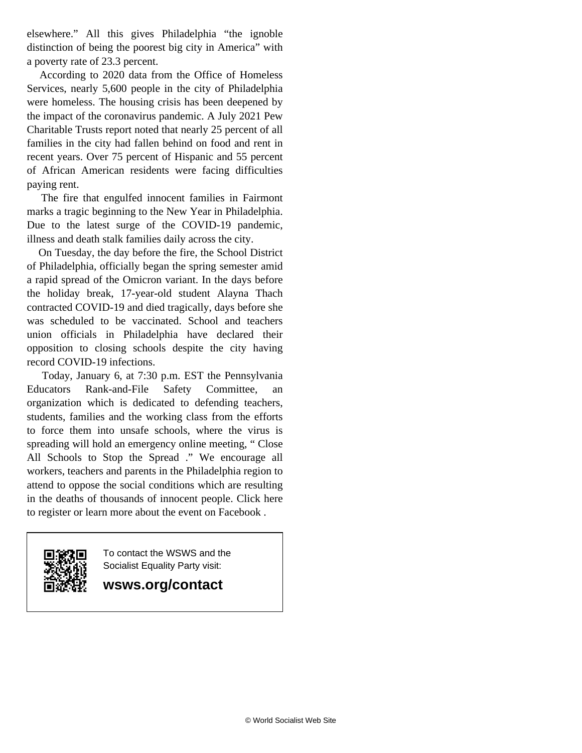elsewhere." All this gives Philadelphia "the ignoble distinction of being the poorest big city in America" with a poverty rate of 23.3 percent.

According to 2020 data from the Office of Homeless Services, nearly 5,600 people in the city of Philadelphia were homeless. The housing crisis has been deepened by the impact of the coronavirus pandemic. A July 2021 Pew Charitable Trusts report noted that nearly 25 percent of all families in the city had fallen behind on food and rent in recent years. Over 75 percent of Hispanic and 55 percent of African American residents were facing difficulties paying rent.

The fire that engulfed innocent families in Fairmont marks a tragic beginning to the New Year in Philadelphia. Due to the latest surge of the COVID-19 pandemic, illness and death stalk families daily across the city.

On Tuesday, the day before the fire, the School District of Philadelphia, officially began the spring semester amid a rapid spread of the Omicron variant. In the days before the holiday break, 17-year-old student Alayna Thach contracted COVID-19 and died tragically, days before she was scheduled to be vaccinated. School and teachers union officials in Philadelphia have declared their opposition to closing schools despite the city having record COVID-19 infections.

Today, January 6, at 7:30 p.m. EST the Pennsylvania Educators Rank-and-File Safety Committee, an organization which is dedicated to defending teachers, students, families and the working class from the efforts to force them into unsafe schools, where the virus is spreading will hold an emergency online meeting, " Close All Schools to Stop the Spread ." We encourage all workers, teachers and parents in the Philadelphia region to attend to oppose the social conditions which are resulting in the deaths of thousands of innocent people. Click here to register or learn more about the event on Facebook .

To contact the WSWS and the Socialist Equality Party visit:

**wsws.org/contact**